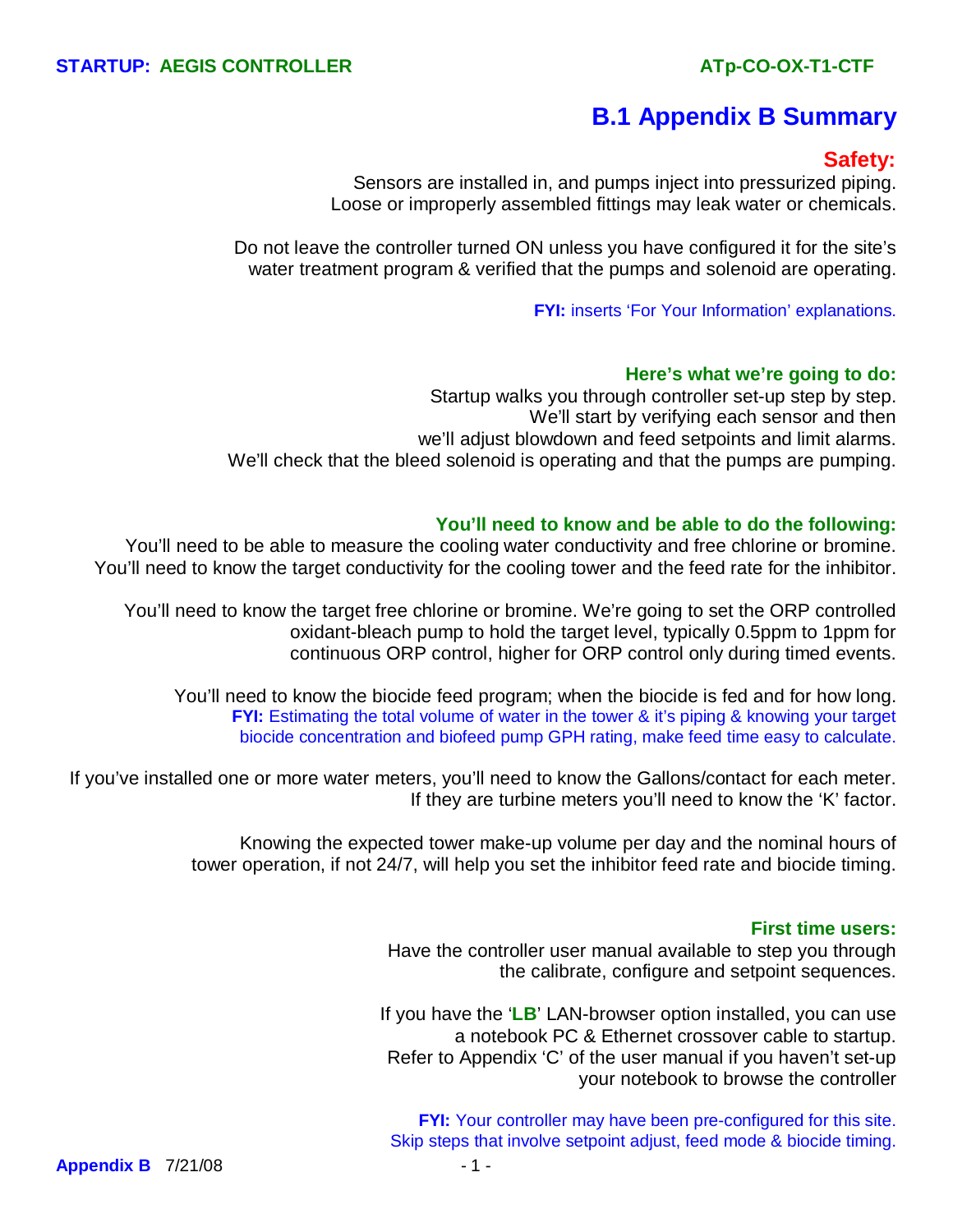# B.1 Appendix B Summary

## Safety:

Sensors are installed in, and pumps inject into pressurized piping. Loose or improperly assembled fittings may leak water or chemicals.

Do not leave the controller turned ON unless you have configured it for the site's water treatment program & verified that the pumps and solenoid are operating.

**FYI:** inserts 'For Your Information' explanations.

### Here's what we're going to do:

Startup walks you through controller set-up step by step. We'll start by verifying each sensor and then we'll adjust blowdown and feed setpoints and limit alarms. We'll check that the bleed solenoid is operating and that the pumps are pumping.

### You'll need to know and be able to do the following:

You'll need to be able to measure the cooling water conductivity and free chlorine or bromine. You'll need to know the target conductivity for the cooling tower and the feed rate for the inhibitor.

You'll need to know the target free chlorine or bromine. We're going to set the ORP controlled oxidant-bleach pump to hold the target level, typically 0.5ppm to 1ppm for continuous ORP control, higher for ORP control only during timed events.

You'll need to know the biocide feed program; when the biocide is fed and for how long.
**FYI:** Estimating the total volume of water in the tower & it's piping & knowing your target biocide concentration and biofeed pump GPH rating, make feed time easy to calculate.

If you've installed one or more water meters, you'll need to know the Gallons/contact for each meter. If they are turbine meters you'll need to know the 'K' factor.

Knowing the expected tower make-up volume per day and the nominal hours of tower operation, if not 24/7, will help you set the inhibitor feed rate and biocide timing.

### First time users:

Have the controller user manual available to step you through the calibrate, configure and setpoint sequences.

If you have the '**LB**' LAN-browser option installed, you can use a notebook PC & Ethernet crossover cable to startup. Refer to Appendix 'C' of the user manual if you haven't set-up your notebook to browse the controller

**FYI:** Your controller may have been pre-configured for this site. Skip steps that involve setpoint adjust, feed mode & biocide timing.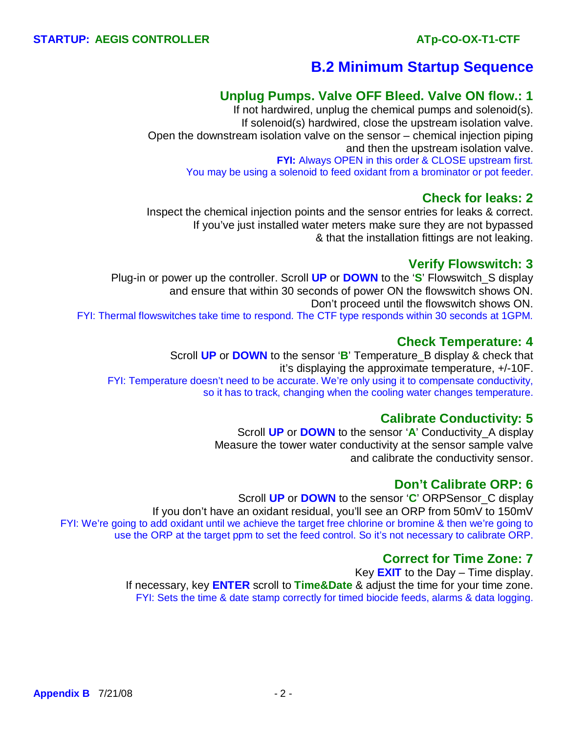# B.2 Minimum Startup Sequence

## Unplug Pumps. Valve OFF Bleed. Valve ON flow.: 1

If not hardwired, unplug the chemical pumps and solenoid(s).
If solenoid(s) hardwired, close the upstream isolation valve.
Open the downstream isolation valve on the sensor – chemical injection piping and then the upstream isolation valve.

**FYI:** Always OPEN in this order & CLOSE upstream first.
You may be using a solenoid to feed oxidant from a brominator or pot feeder.

## Check for leaks: 2

Inspect the chemical injection points and the sensor entries for leaks & correct.
If you've just installed water meters make sure they are not bypassed & that the installation fittings are not leaking.

## Verify Flowswitch: 3

Plug-in or power up the controller. Scroll **UP** or **DOWN** to the '**S**' Flowswitch_S display and ensure that within 30 seconds of power ON the flowswitch shows ON.
Don't proceed until the flowswitch shows ON.

FYI: Thermal flowswitches take time to respond. The CTF type responds within 30 seconds at 1GPM.

## Check Temperature: 4

Scroll **UP** or **DOWN** to the sensor '**B**' Temperature_B display & check that it's displaying the approximate temperature, +/-10F.

FYI: Temperature doesn't need to be accurate. We're only using it to compensate conductivity, so it has to track, changing when the cooling water changes temperature.

## Calibrate Conductivity: 5

Scroll **UP** or **DOWN** to the sensor '**A**' Conductivity_A display
Measure the tower water conductivity at the sensor sample valve and calibrate the conductivity sensor.

## Don't Calibrate ORP: 6

Scroll **UP** or **DOWN** to the sensor '**C**' ORPSensor_C display
If you don't have an oxidant residual, you'll see an ORP from 50mV to 150mV

FYI: We're going to add oxidant until we achieve the target free chlorine or bromine & then we're going to use the ORP at the target ppm to set the feed control. So it's not necessary to calibrate ORP.

## Correct for Time Zone: 7

Key **EXIT** to the Day – Time display.
If necessary, key **ENTER** scroll to **Time&Date** & adjust the time for your time zone.

FYI: Sets the time & date stamp correctly for timed biocide feeds, alarms & data logging.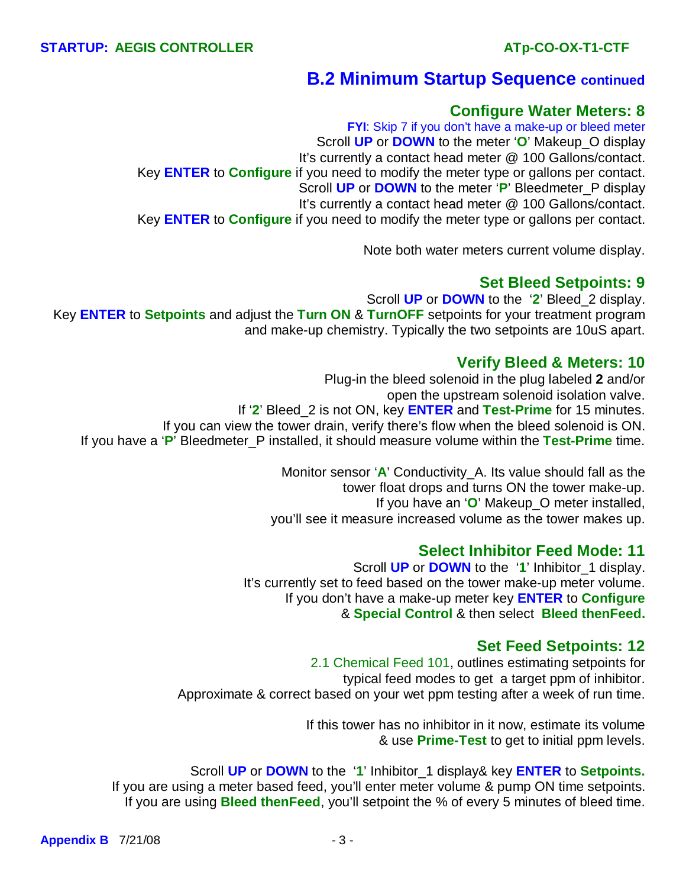## B.2 Minimum Startup Sequence continued

### Configure Water Meters: 8

**FYI**: Skip 7 if you don't have a make-up or bleed meter

Scroll **UP** or **DOWN** to the meter '**O**' Makeup_O display

It's currently a contact head meter @ 100 Gallons/contact.

Key **ENTER** to **Configure** if you need to modify the meter type or gallons per contact.

Scroll **UP** or **DOWN** to the meter '**P**' Bleedmeter_P display

It's currently a contact head meter @ 100 Gallons/contact.

Key **ENTER** to **Configure** if you need to modify the meter type or gallons per contact.

Note both water meters current volume display.

### Set Bleed Setpoints: 9

Scroll **UP** or **DOWN** to the '**2**' Bleed_2 display.

Key **ENTER** to **Setpoints** and adjust the **Turn ON** & **TurnOFF** setpoints for your treatment program and make-up chemistry. Typically the two setpoints are 10uS apart.

### Verify Bleed & Meters: 10

Plug-in the bleed solenoid in the plug labeled **2** and/or open the upstream solenoid isolation valve.

If '**2**' Bleed_2 is not ON, key **ENTER** and **Test-Prime** for 15 minutes.

If you can view the tower drain, verify there's flow when the bleed solenoid is ON.

If you have a '**P**' Bleedmeter_P installed, it should measure volume within the **Test-Prime** time.

Monitor sensor '**A**' Conductivity_A. Its value should fall as the tower float drops and turns ON the tower make-up.

If you have an '**O**' Makeup_O meter installed, you'll see it measure increased volume as the tower makes up.

### Select Inhibitor Feed Mode: 11

Scroll **UP** or **DOWN** to the '**1**' Inhibitor_1 display.

It's currently set to feed based on the tower make-up meter volume.

If you don't have a make-up meter key **ENTER** to **Configure** & **Special Control** & then select **Bleed thenFeed.**

### Set Feed Setpoints: 12

2.1 Chemical Feed 101, outlines estimating setpoints for typical feed modes to get a target ppm of inhibitor.

Approximate & correct based on your wet ppm testing after a week of run time.

If this tower has no inhibitor in it now, estimate its volume & use **Prime-Test** to get to initial ppm levels.

Scroll **UP** or **DOWN** to the '**1**' Inhibitor_1 display& key **ENTER** to **Setpoints.**

If you are using a meter based feed, you'll enter meter volume & pump ON time setpoints.

If you are using **Bleed thenFeed**, you'll setpoint the % of every 5 minutes of bleed time.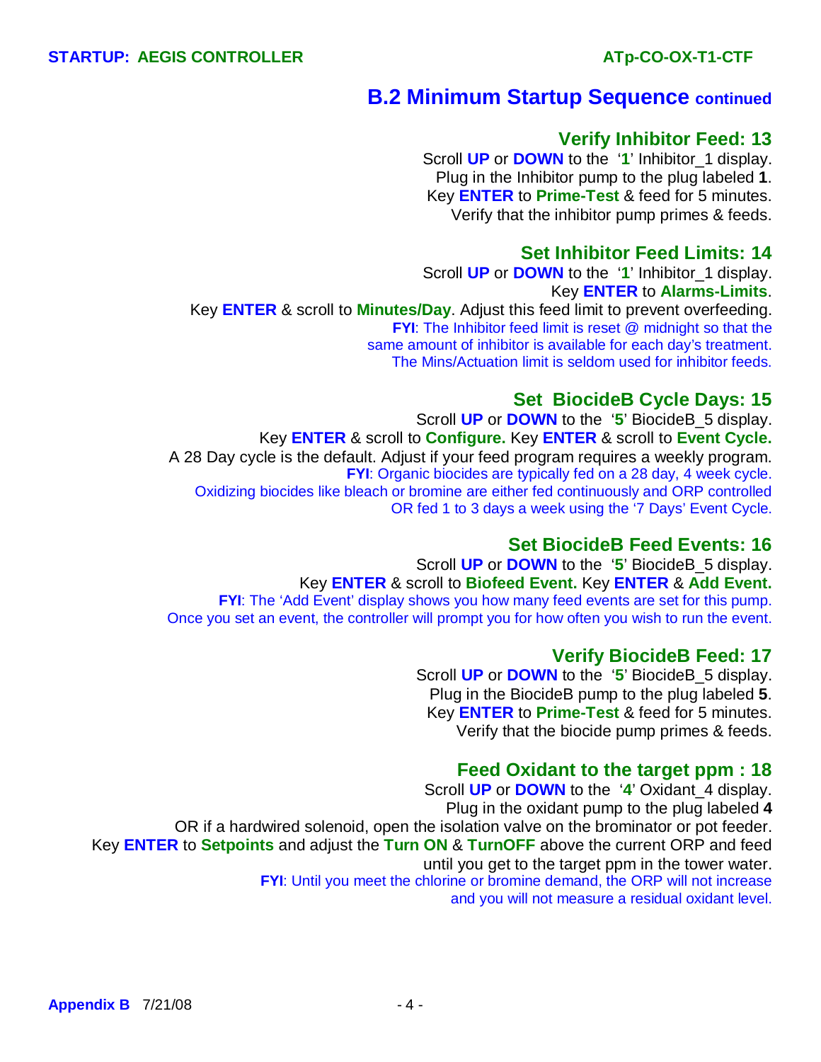## B.2 Minimum Startup Sequence continued

### Verify Inhibitor Feed: 13

Scroll **UP** or **DOWN** to the '**1**' Inhibitor_1 display.
Plug in the Inhibitor pump to the plug labeled **1**.
Key **ENTER** to **Prime-Test** & feed for 5 minutes.
Verify that the inhibitor pump primes & feeds.

### Set Inhibitor Feed Limits: 14

Scroll **UP** or **DOWN** to the '**1**' Inhibitor_1 display.
Key **ENTER** to **Alarms-Limits**.
Key **ENTER** & scroll to **Minutes/Day**. Adjust this feed limit to prevent overfeeding.
**FYI**: The Inhibitor feed limit is reset @ midnight so that the same amount of inhibitor is available for each day's treatment. The Mins/Actuation limit is seldom used for inhibitor feeds.

### Set BiocideB Cycle Days: 15

Scroll **UP** or **DOWN** to the '**5**' BiocideB_5 display.
Key **ENTER** & scroll to **Configure.** Key **ENTER** & scroll to **Event Cycle.**
A 28 Day cycle is the default. Adjust if your feed program requires a weekly program.
**FYI**: Organic biocides are typically fed on a 28 day, 4 week cycle.
Oxidizing biocides like bleach or bromine are either fed continuously and ORP controlled OR fed 1 to 3 days a week using the '7 Days' Event Cycle.

### Set BiocideB Feed Events: 16

Scroll **UP** or **DOWN** to the '**5**' BiocideB_5 display.
Key **ENTER** & scroll to **Biofeed Event.** Key **ENTER** & **Add Event.**
**FYI**: The 'Add Event' display shows you how many feed events are set for this pump.
Once you set an event, the controller will prompt you for how often you wish to run the event.

### Verify BiocideB Feed: 17

Scroll **UP** or **DOWN** to the '**5**' BiocideB_5 display.
Plug in the BiocideB pump to the plug labeled **5**.
Key **ENTER** to **Prime-Test** & feed for 5 minutes.
Verify that the biocide pump primes & feeds.

### Feed Oxidant to the target ppm : 18

Scroll **UP** or **DOWN** to the '**4**' Oxidant_4 display.
Plug in the oxidant pump to the plug labeled **4**
OR if a hardwired solenoid, open the isolation valve on the brominator or pot feeder.
Key **ENTER** to **Setpoints** and adjust the **Turn ON** & **TurnOFF** above the current ORP and feed until you get to the target ppm in the tower water.
**FYI**: Until you meet the chlorine or bromine demand, the ORP will not increase and you will not measure a residual oxidant level.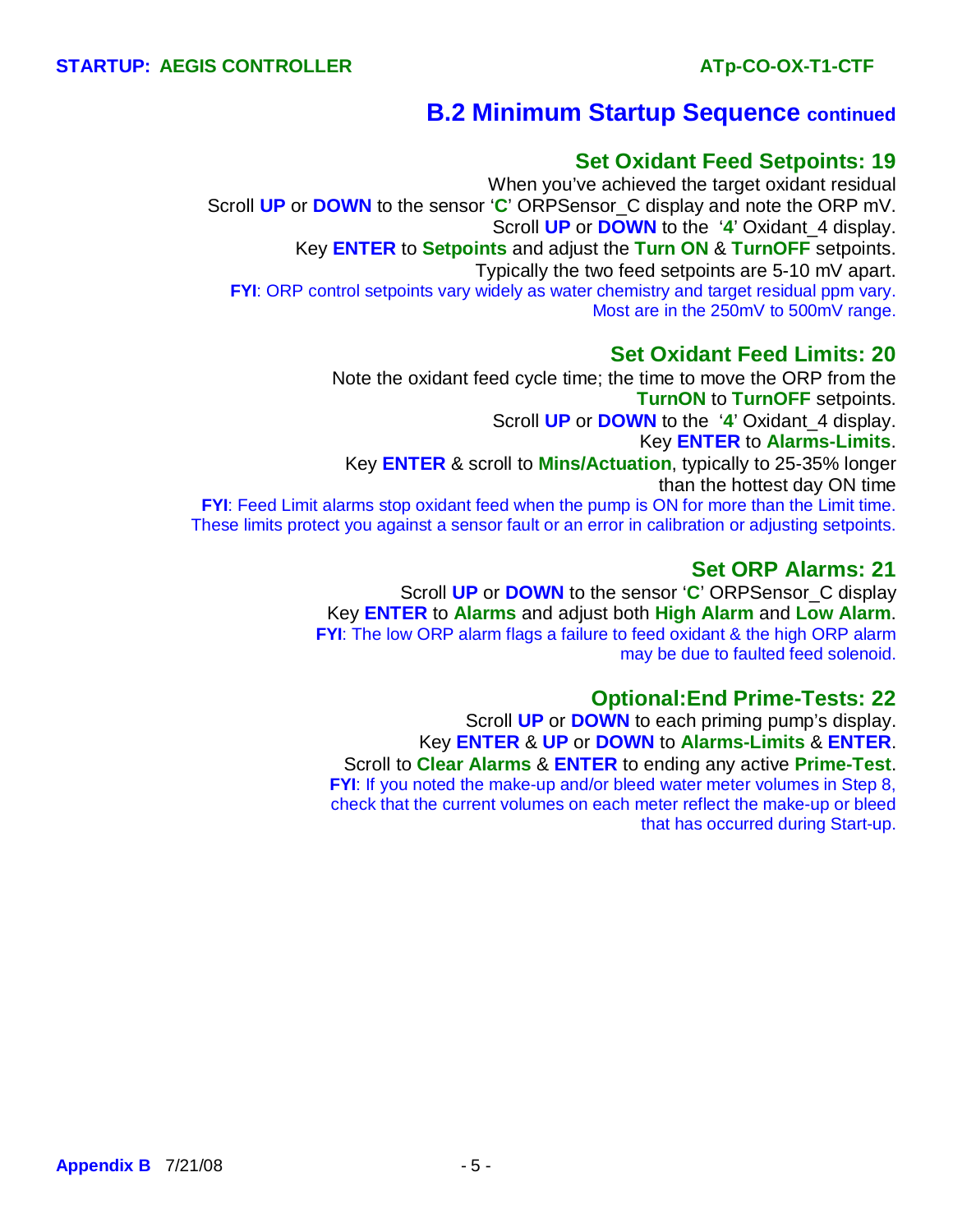## B.2 Minimum Startup Sequence continued

### Set Oxidant Feed Setpoints: 19

When you've achieved the target oxidant residual
Scroll **UP** or **DOWN** to the sensor '**C**' ORPSensor_C display and note the ORP mV.
Scroll **UP** or **DOWN** to the '**4**' Oxidant_4 display.
Key **ENTER** to **Setpoints** and adjust the **Turn ON** & **TurnOFF** setpoints.
Typically the two feed setpoints are 5-10 mV apart.
**FYI**: ORP control setpoints vary widely as water chemistry and target residual ppm vary. Most are in the 250mV to 500mV range.

### Set Oxidant Feed Limits: 20

Note the oxidant feed cycle time; the time to move the ORP from the **TurnON** to **TurnOFF** setpoints.
Scroll **UP** or **DOWN** to the '**4**' Oxidant_4 display.
Key **ENTER** to **Alarms-Limits**.
Key **ENTER** & scroll to **Mins/Actuation**, typically to 25-35% longer than the hottest day ON time
**FYI**: Feed Limit alarms stop oxidant feed when the pump is ON for more than the Limit time. These limits protect you against a sensor fault or an error in calibration or adjusting setpoints.

### Set ORP Alarms: 21

Scroll **UP** or **DOWN** to the sensor '**C**' ORPSensor_C display
Key **ENTER** to **Alarms** and adjust both **High Alarm** and **Low Alarm**.
**FYI**: The low ORP alarm flags a failure to feed oxidant & the high ORP alarm may be due to faulted feed solenoid.

### Optional:End Prime-Tests: 22

Scroll **UP** or **DOWN** to each priming pump's display.
Key **ENTER** & **UP** or **DOWN** to **Alarms-Limits** & **ENTER**.
Scroll to **Clear Alarms** & **ENTER** to ending any active **Prime-Test**.
**FYI**: If you noted the make-up and/or bleed water meter volumes in Step 8, check that the current volumes on each meter reflect the make-up or bleed that has occurred during Start-up.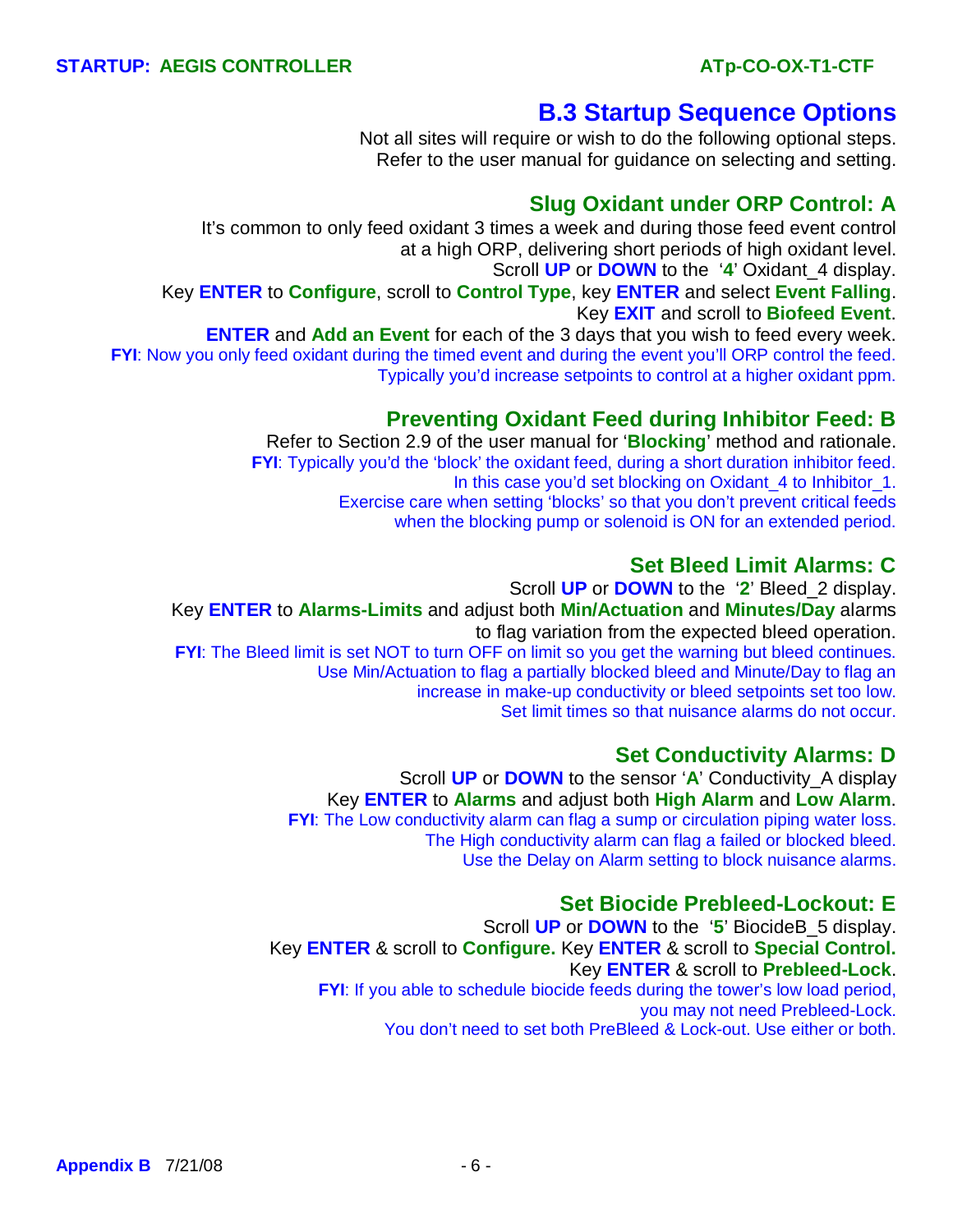## B.3 Startup Sequence Options

Not all sites will require or wish to do the following optional steps.
Refer to the user manual for guidance on selecting and setting.

### Slug Oxidant under ORP Control: A

It's common to only feed oxidant 3 times a week and during those feed event control at a high ORP, delivering short periods of high oxidant level.

Scroll **UP** or **DOWN** to the '**4**' Oxidant_4 display.

Key **ENTER** to **Configure**, scroll to **Control Type**, key **ENTER** and select **Event Falling**.

Key **EXIT** and scroll to **Biofeed Event**.

**ENTER** and **Add an Event** for each of the 3 days that you wish to feed every week.

**FYI**: Now you only feed oxidant during the timed event and during the event you'll ORP control the feed. Typically you'd increase setpoints to control at a higher oxidant ppm.

### Preventing Oxidant Feed during Inhibitor Feed: B

Refer to Section 2.9 of the user manual for '**Blocking**' method and rationale.

**FYI**: Typically you'd the 'block' the oxidant feed, during a short duration inhibitor feed. In this case you'd set blocking on Oxidant_4 to Inhibitor_1. Exercise care when setting 'blocks' so that you don't prevent critical feeds when the blocking pump or solenoid is ON for an extended period.

### Set Bleed Limit Alarms: C

Scroll **UP** or **DOWN** to the '**2**' Bleed_2 display.

Key **ENTER** to **Alarms-Limits** and adjust both **Min/Actuation** and **Minutes/Day** alarms to flag variation from the expected bleed operation.

**FYI**: The Bleed limit is set NOT to turn OFF on limit so you get the warning but bleed continues. Use Min/Actuation to flag a partially blocked bleed and Minute/Day to flag an increase in make-up conductivity or bleed setpoints set too low. Set limit times so that nuisance alarms do not occur.

### Set Conductivity Alarms: D

Scroll **UP** or **DOWN** to the sensor '**A**' Conductivity_A display

Key **ENTER** to **Alarms** and adjust both **High Alarm** and **Low Alarm**.

**FYI**: The Low conductivity alarm can flag a sump or circulation piping water loss. The High conductivity alarm can flag a failed or blocked bleed. Use the Delay on Alarm setting to block nuisance alarms.

### Set Biocide Prebleed-Lockout: E

Scroll **UP** or **DOWN** to the '**5**' BiocideB_5 display.

Key **ENTER** & scroll to **Configure.** Key **ENTER** & scroll to **Special Control.**

Key **ENTER** & scroll to **Prebleed-Lock**.

**FYI**: If you able to schedule biocide feeds during the tower's low load period, you may not need Prebleed-Lock. You don't need to set both PreBleed & Lock-out. Use either or both.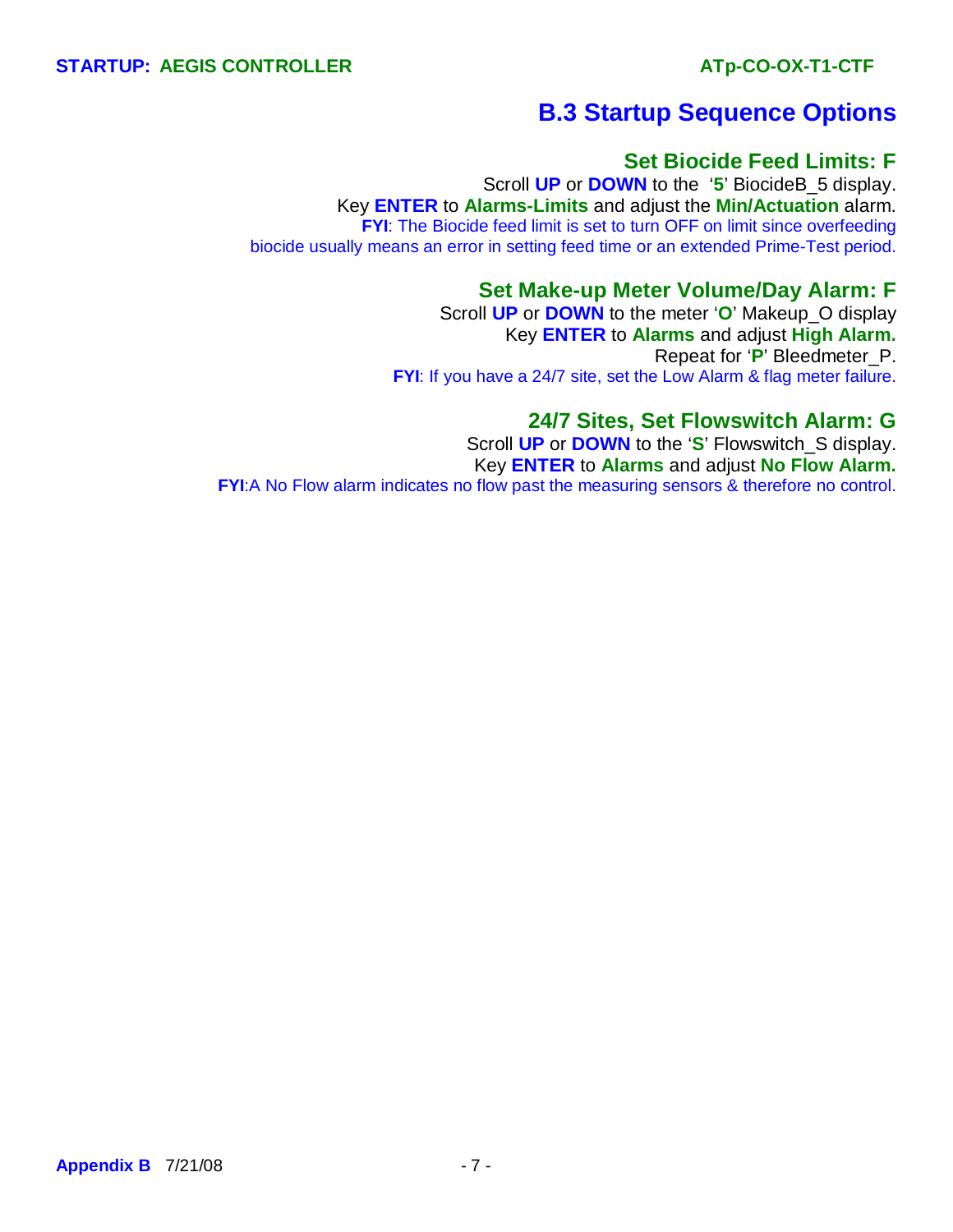## B.3 Startup Sequence Options

### Set Biocide Feed Limits: F

Scroll **UP** or **DOWN** to the '**5**' BiocideB_5 display.
Key **ENTER** to **Alarms-Limits** and adjust the **Min/Actuation** alarm.
**FYI**: The Biocide feed limit is set to turn OFF on limit since overfeeding biocide usually means an error in setting feed time or an extended Prime-Test period.

### Set Make-up Meter Volume/Day Alarm: F

Scroll **UP** or **DOWN** to the meter '**O**' Makeup_O display
Key **ENTER** to **Alarms** and adjust **High Alarm.**
Repeat for '**P**' Bleedmeter_P.
**FYI**: If you have a 24/7 site, set the Low Alarm & flag meter failure.

### 24/7 Sites, Set Flowswitch Alarm: G

Scroll **UP** or **DOWN** to the '**S**' Flowswitch_S display.
Key **ENTER** to **Alarms** and adjust **No Flow Alarm.**
**FYI**:A No Flow alarm indicates no flow past the measuring sensors & therefore no control.